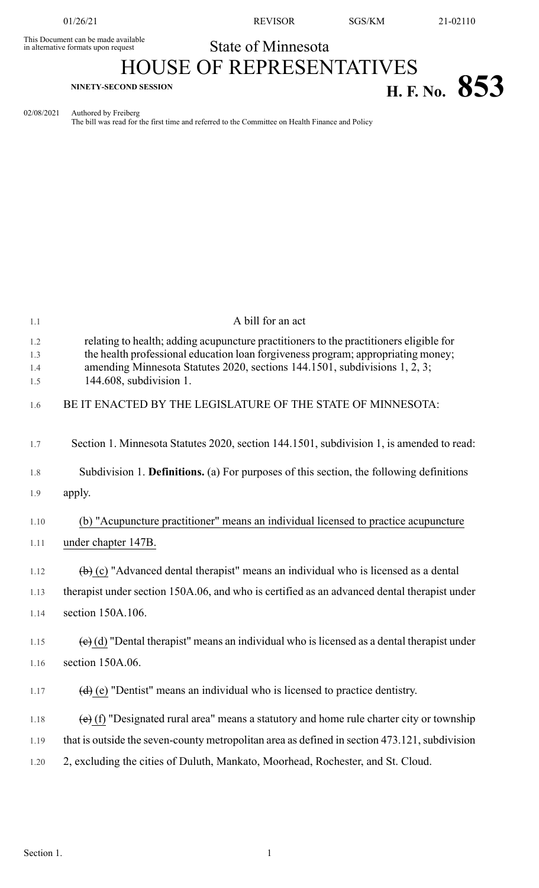This Document can be made available in alternative formats upon request

State of Minnesota

# HOUSE OF REPRESENTATIVES

**NINETY-SECOND SESSION**

# H. F. No. 853

02/08/2021 Authored by Freiberg

The bill was read for the first time and referred to the Committee on Health Finance and Policy

A bill for an act

relating to health; adding acupuncture practitioners to the practitioners eligible for the health professional education loan forgiveness program; appropriating money; amending Minnesota Statutes 2020, sections 144.1501, subdivisions 1, 2, 3; 144.608, subdivision 1.

BE IT ENACTED BY THE LEGISLATURE OF THE STATE OF MINNESOTA:

Section 1. Minnesota Statutes 2020, section 144.1501, subdivision 1, is amended to read:

Subdivision 1. **Definitions.** (a) For purposes of this section, the following definitions apply.

<u>(b) "Acupuncture practitioner" means an individual licensed to practice acupuncture under chapter 147B.</u>

~~(b)~~ <u>(c)</u> "Advanced dental therapist" means an individual who is licensed as a dental therapist under section 150A.06, and who is certified as an advanced dental therapist under section 150A.106.

~~(c)~~ <u>(d)</u> "Dental therapist" means an individual who is licensed as a dental therapist under section 150A.06.

~~(d)~~ <u>(e)</u> "Dentist" means an individual who is licensed to practice dentistry.

~~(e)~~ <u>(f)</u> "Designated rural area" means a statutory and home rule charter city or township that is outside the seven-county metropolitan area as defined in section 473.121, subdivision 2, excluding the cities of Duluth, Mankato, Moorhead, Rochester, and St. Cloud.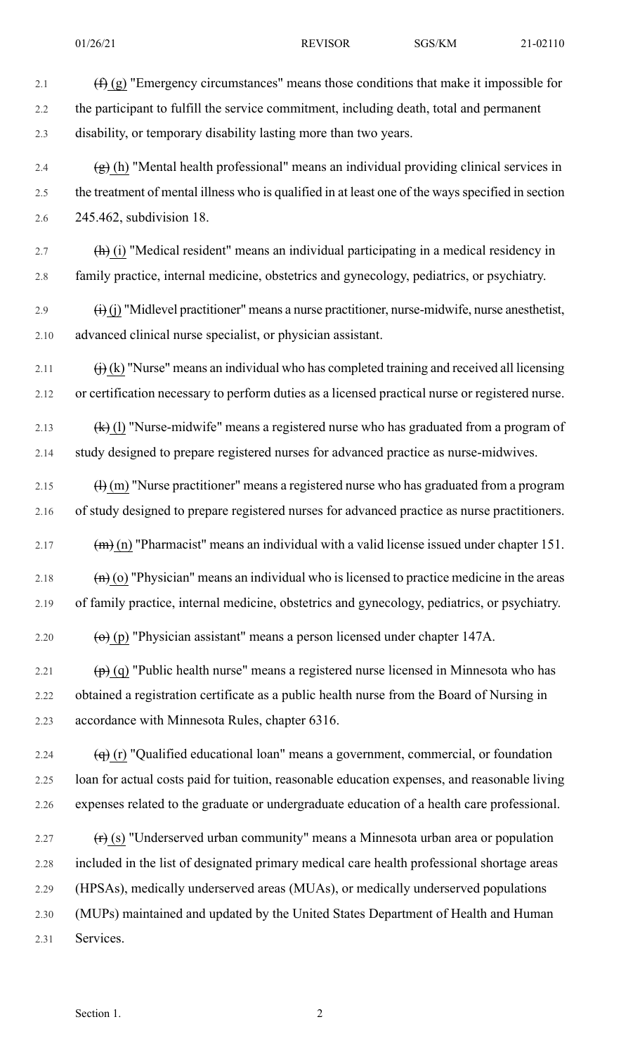~~(f)~~ (g) "Emergency circumstances" means those conditions that make it impossible for the participant to fulfill the service commitment, including death, total and permanent disability, or temporary disability lasting more than two years.

~~(g)~~ (h) "Mental health professional" means an individual providing clinical services in the treatment of mental illness who is qualified in at least one of the ways specified in section 245.462, subdivision 18.

~~(h)~~ (i) "Medical resident" means an individual participating in a medical residency in family practice, internal medicine, obstetrics and gynecology, pediatrics, or psychiatry.

~~(i)~~ (j) "Midlevel practitioner" means a nurse practitioner, nurse-midwife, nurse anesthetist, advanced clinical nurse specialist, or physician assistant.

~~(j)~~ (k) "Nurse" means an individual who has completed training and received all licensing or certification necessary to perform duties as a licensed practical nurse or registered nurse.

~~(k)~~ (l) "Nurse-midwife" means a registered nurse who has graduated from a program of study designed to prepare registered nurses for advanced practice as nurse-midwives.

~~(l)~~ (m) "Nurse practitioner" means a registered nurse who has graduated from a program of study designed to prepare registered nurses for advanced practice as nurse practitioners.

~~(m)~~ (n) "Pharmacist" means an individual with a valid license issued under chapter 151.

~~(n)~~ (o) "Physician" means an individual who is licensed to practice medicine in the areas of family practice, internal medicine, obstetrics and gynecology, pediatrics, or psychiatry.

~~(o)~~ (p) "Physician assistant" means a person licensed under chapter 147A.

~~(p)~~ (q) "Public health nurse" means a registered nurse licensed in Minnesota who has obtained a registration certificate as a public health nurse from the Board of Nursing in accordance with Minnesota Rules, chapter 6316.

~~(q)~~ (r) "Qualified educational loan" means a government, commercial, or foundation loan for actual costs paid for tuition, reasonable education expenses, and reasonable living expenses related to the graduate or undergraduate education of a health care professional.

~~(r)~~ (s) "Underserved urban community" means a Minnesota urban area or population included in the list of designated primary medical care health professional shortage areas (HPSAs), medically underserved areas (MUAs), or medically underserved populations (MUPs) maintained and updated by the United States Department of Health and Human Services.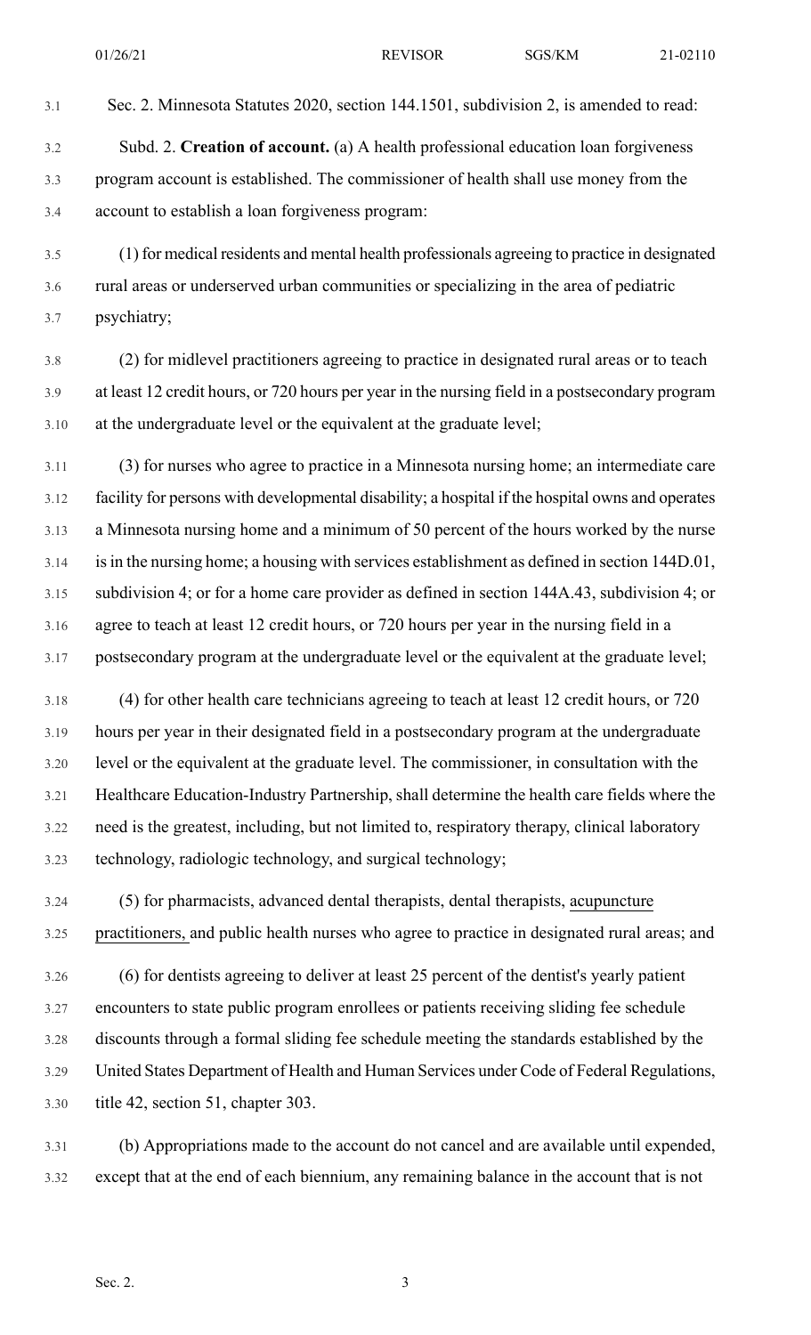Sec. 2. Minnesota Statutes 2020, section 144.1501, subdivision 2, is amended to read:

Subd. 2. **Creation of account.** (a) A health professional education loan forgiveness program account is established. The commissioner of health shall use money from the account to establish a loan forgiveness program:

(1) for medical residents and mental health professionals agreeing to practice in designated rural areas or underserved urban communities or specializing in the area of pediatric psychiatry;

(2) for midlevel practitioners agreeing to practice in designated rural areas or to teach at least 12 credit hours, or 720 hours per year in the nursing field in a postsecondary program at the undergraduate level or the equivalent at the graduate level;

(3) for nurses who agree to practice in a Minnesota nursing home; an intermediate care facility for persons with developmental disability; a hospital if the hospital owns and operates a Minnesota nursing home and a minimum of 50 percent of the hours worked by the nurse is in the nursing home; a housing with services establishment as defined in section 144D.01, subdivision 4; or for a home care provider as defined in section 144A.43, subdivision 4; or agree to teach at least 12 credit hours, or 720 hours per year in the nursing field in a postsecondary program at the undergraduate level or the equivalent at the graduate level;

(4) for other health care technicians agreeing to teach at least 12 credit hours, or 720 hours per year in their designated field in a postsecondary program at the undergraduate level or the equivalent at the graduate level. The commissioner, in consultation with the Healthcare Education-Industry Partnership, shall determine the health care fields where the need is the greatest, including, but not limited to, respiratory therapy, clinical laboratory technology, radiologic technology, and surgical technology;

(5) for pharmacists, advanced dental therapists, dental therapists, acupuncture practitioners, and public health nurses who agree to practice in designated rural areas; and

(6) for dentists agreeing to deliver at least 25 percent of the dentist's yearly patient encounters to state public program enrollees or patients receiving sliding fee schedule discounts through a formal sliding fee schedule meeting the standards established by the United States Department of Health and Human Services under Code of Federal Regulations, title 42, section 51, chapter 303.

(b) Appropriations made to the account do not cancel and are available until expended, except that at the end of each biennium, any remaining balance in the account that is not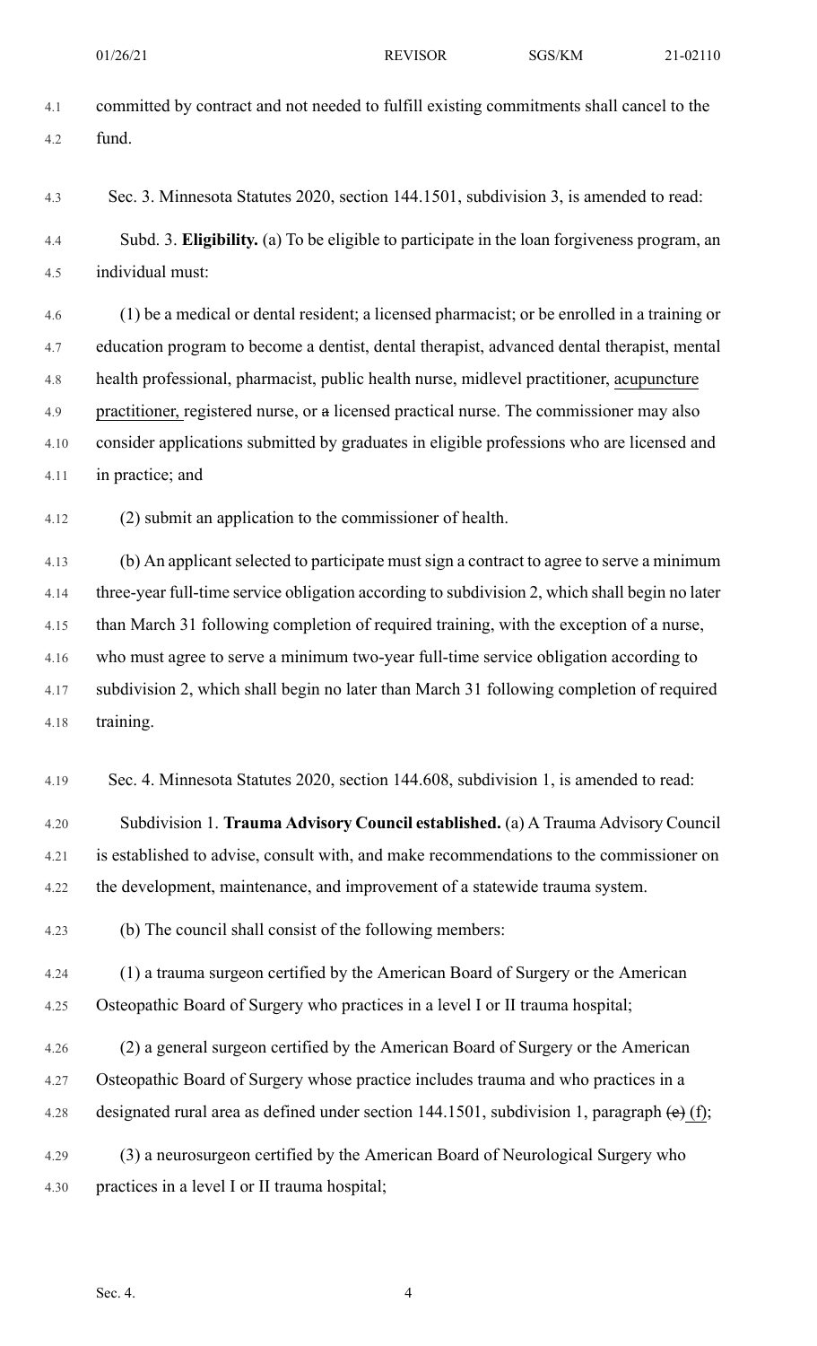committed by contract and not needed to fulfill existing commitments shall cancel to the fund.

Sec. 3. Minnesota Statutes 2020, section 144.1501, subdivision 3, is amended to read:

Subd. 3. **Eligibility.** (a) To be eligible to participate in the loan forgiveness program, an individual must:

(1) be a medical or dental resident; a licensed pharmacist; or be enrolled in a training or education program to become a dentist, dental therapist, advanced dental therapist, mental health professional, pharmacist, public health nurse, midlevel practitioner, <u>acupuncture practitioner,</u> registered nurse, or ~~a~~ licensed practical nurse. The commissioner may also consider applications submitted by graduates in eligible professions who are licensed and in practice; and

(2) submit an application to the commissioner of health.

(b) An applicant selected to participate must sign a contract to agree to serve a minimum three-year full-time service obligation according to subdivision 2, which shall begin no later than March 31 following completion of required training, with the exception of a nurse, who must agree to serve a minimum two-year full-time service obligation according to subdivision 2, which shall begin no later than March 31 following completion of required training.

Sec. 4. Minnesota Statutes 2020, section 144.608, subdivision 1, is amended to read:

Subdivision 1. **Trauma Advisory Council established.** (a) A Trauma Advisory Council is established to advise, consult with, and make recommendations to the commissioner on the development, maintenance, and improvement of a statewide trauma system.

(b) The council shall consist of the following members:

(1) a trauma surgeon certified by the American Board of Surgery or the American Osteopathic Board of Surgery who practices in a level I or II trauma hospital;

(2) a general surgeon certified by the American Board of Surgery or the American Osteopathic Board of Surgery whose practice includes trauma and who practices in a designated rural area as defined under section 144.1501, subdivision 1, paragraph ~~(e)~~ <u>(f)</u>;

(3) a neurosurgeon certified by the American Board of Neurological Surgery who practices in a level I or II trauma hospital;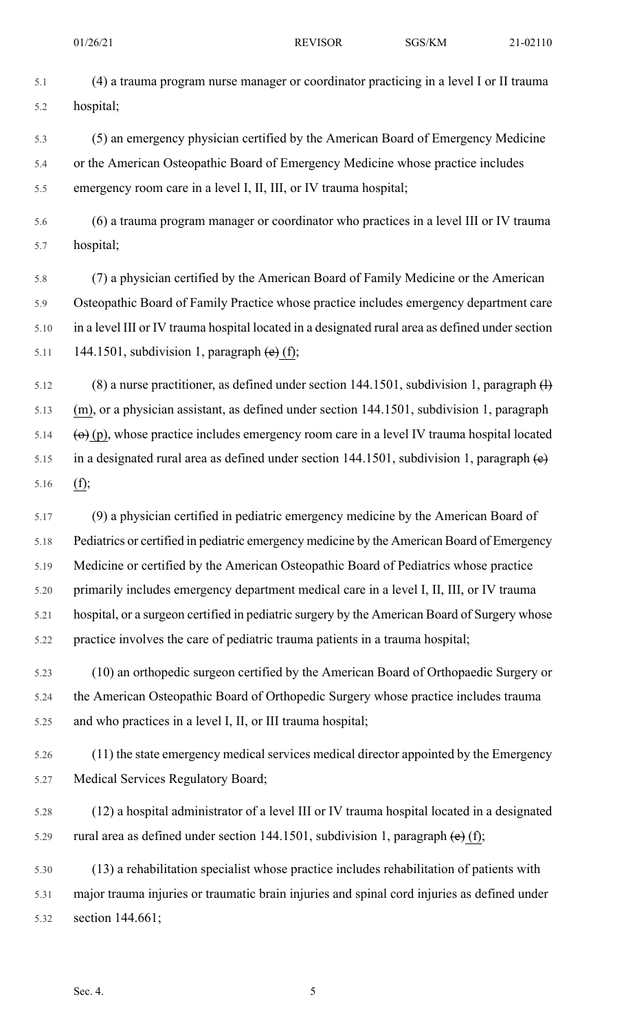(4) a trauma program nurse manager or coordinator practicing in a level I or II trauma hospital;

(5) an emergency physician certified by the American Board of Emergency Medicine or the American Osteopathic Board of Emergency Medicine whose practice includes emergency room care in a level I, II, III, or IV trauma hospital;

(6) a trauma program manager or coordinator who practices in a level III or IV trauma hospital;

(7) a physician certified by the American Board of Family Medicine or the American Osteopathic Board of Family Practice whose practice includes emergency department care in a level III or IV trauma hospital located in a designated rural area as defined under section 144.1501, subdivision 1, paragraph ~~(e)~~ (f);

(8) a nurse practitioner, as defined under section 144.1501, subdivision 1, paragraph ~~(l)~~ (m), or a physician assistant, as defined under section 144.1501, subdivision 1, paragraph ~~(o)~~ (p), whose practice includes emergency room care in a level IV trauma hospital located in a designated rural area as defined under section 144.1501, subdivision 1, paragraph ~~(e)~~ (f);

(9) a physician certified in pediatric emergency medicine by the American Board of Pediatrics or certified in pediatric emergency medicine by the American Board of Emergency Medicine or certified by the American Osteopathic Board of Pediatrics whose practice primarily includes emergency department medical care in a level I, II, III, or IV trauma hospital, or a surgeon certified in pediatric surgery by the American Board of Surgery whose practice involves the care of pediatric trauma patients in a trauma hospital;

(10) an orthopedic surgeon certified by the American Board of Orthopaedic Surgery or the American Osteopathic Board of Orthopedic Surgery whose practice includes trauma and who practices in a level I, II, or III trauma hospital;

(11) the state emergency medical services medical director appointed by the Emergency Medical Services Regulatory Board;

(12) a hospital administrator of a level III or IV trauma hospital located in a designated rural area as defined under section 144.1501, subdivision 1, paragraph ~~(e)~~ (f);

(13) a rehabilitation specialist whose practice includes rehabilitation of patients with major trauma injuries or traumatic brain injuries and spinal cord injuries as defined under section 144.661;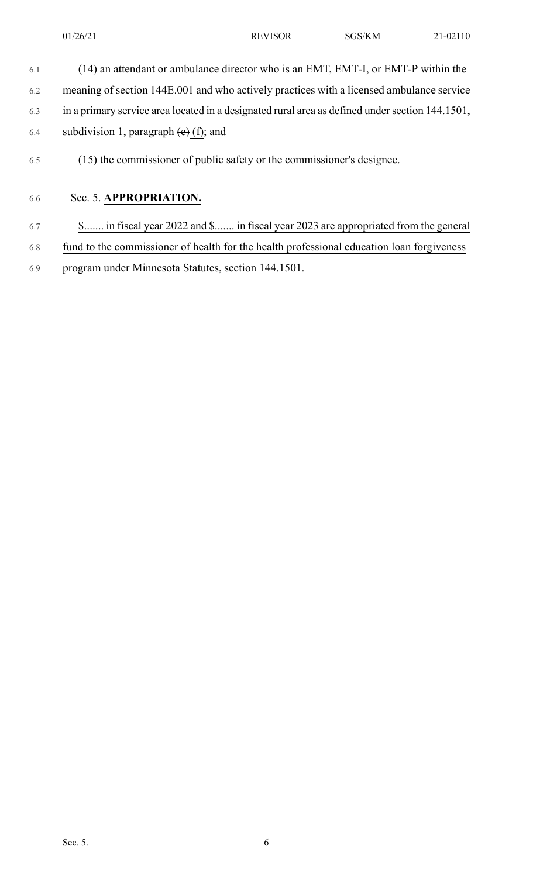(14) an attendant or ambulance director who is an EMT, EMT-I, or EMT-P within the meaning of section 144E.001 and who actively practices with a licensed ambulance service in a primary service area located in a designated rural area as defined under section 144.1501, subdivision 1, paragraph ~~(e)~~ (f); and

(15) the commissioner of public safety or the commissioner's designee.

Sec. 5. **APPROPRIATION.**

$....... in fiscal year 2022 and $....... in fiscal year 2023 are appropriated from the general fund to the commissioner of health for the health professional education loan forgiveness program under Minnesota Statutes, section 144.1501.